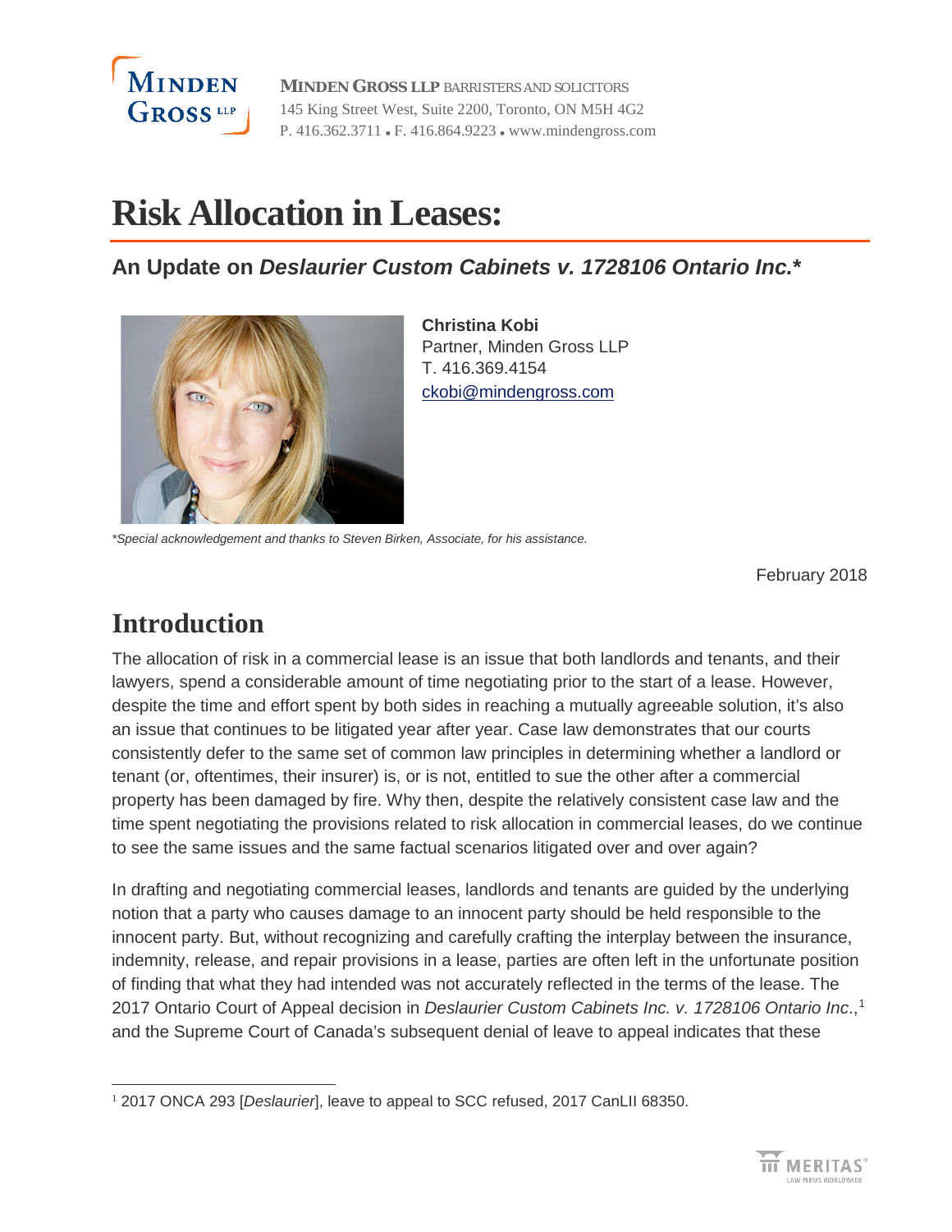**MINDEN GROSS LLP** BARRISTERS AND SOLICITORS
145 King Street West, Suite 2200, Toronto, ON M5H 4G2
P. 416.362.3711 ▪ F. 416.864.9223 ▪ www.mindengross.com

# Risk Allocation in Leases:

## An Update on *Deslaurier Custom Cabinets v. 1728106 Ontario Inc.**

**Christina Kobi**
Partner, Minden Gross LLP
T. 416.369.4154
ckobi@mindengross.com

*\*Special acknowledgement and thanks to Steven Birken, Associate, for his assistance.*

February 2018

# Introduction

The allocation of risk in a commercial lease is an issue that both landlords and tenants, and their lawyers, spend a considerable amount of time negotiating prior to the start of a lease. However, despite the time and effort spent by both sides in reaching a mutually agreeable solution, it's also an issue that continues to be litigated year after year. Case law demonstrates that our courts consistently defer to the same set of common law principles in determining whether a landlord or tenant (or, oftentimes, their insurer) is, or is not, entitled to sue the other after a commercial property has been damaged by fire. Why then, despite the relatively consistent case law and the time spent negotiating the provisions related to risk allocation in commercial leases, do we continue to see the same issues and the same factual scenarios litigated over and over again?

In drafting and negotiating commercial leases, landlords and tenants are guided by the underlying notion that a party who causes damage to an innocent party should be held responsible to the innocent party. But, without recognizing and carefully crafting the interplay between the insurance, indemnity, release, and repair provisions in a lease, parties are often left in the unfortunate position of finding that what they had intended was not accurately reflected in the terms of the lease. The 2017 Ontario Court of Appeal decision in *Deslaurier Custom Cabinets Inc. v. 1728106 Ontario Inc*.,[1] and the Supreme Court of Canada's subsequent denial of leave to appeal indicates that these

[1] 2017 ONCA 293 [*Deslaurier*], leave to appeal to SCC refused, 2017 CanLII 68350.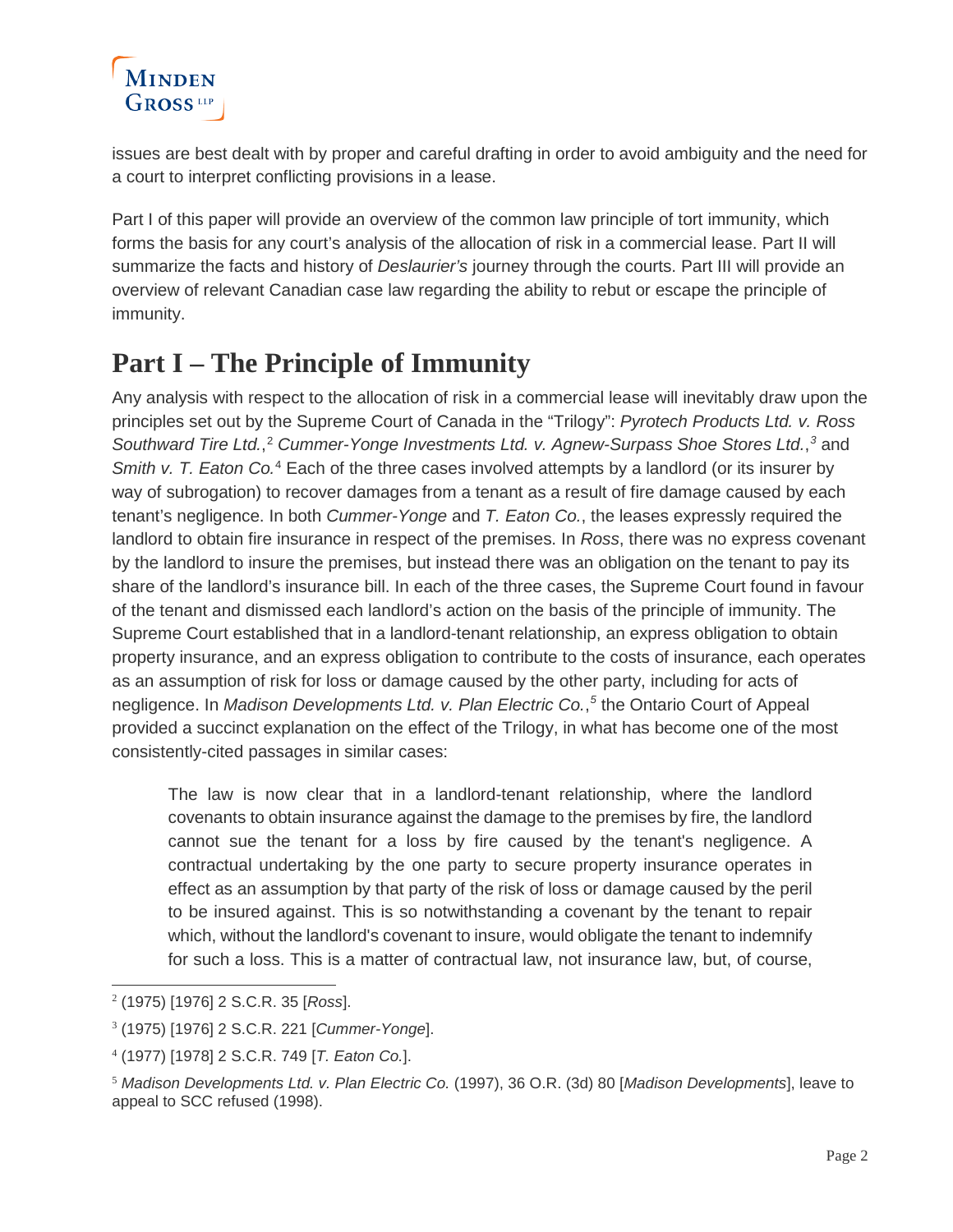issues are best dealt with by proper and careful drafting in order to avoid ambiguity and the need for a court to interpret conflicting provisions in a lease.

Part I of this paper will provide an overview of the common law principle of tort immunity, which forms the basis for any court's analysis of the allocation of risk in a commercial lease. Part II will summarize the facts and history of *Deslaurier's* journey through the courts. Part III will provide an overview of relevant Canadian case law regarding the ability to rebut or escape the principle of immunity.

# Part I – The Principle of Immunity

Any analysis with respect to the allocation of risk in a commercial lease will inevitably draw upon the principles set out by the Supreme Court of Canada in the "Trilogy": *Pyrotech Products Ltd. v. Ross Southward Tire Ltd.*,[2] *Cummer-Yonge Investments Ltd. v. Agnew-Surpass Shoe Stores Ltd.*,[3] and *Smith v. T. Eaton Co.*[4] Each of the three cases involved attempts by a landlord (or its insurer by way of subrogation) to recover damages from a tenant as a result of fire damage caused by each tenant's negligence. In both *Cummer-Yonge* and *T. Eaton Co.*, the leases expressly required the landlord to obtain fire insurance in respect of the premises. In *Ross*, there was no express covenant by the landlord to insure the premises, but instead there was an obligation on the tenant to pay its share of the landlord's insurance bill. In each of the three cases, the Supreme Court found in favour of the tenant and dismissed each landlord's action on the basis of the principle of immunity. The Supreme Court established that in a landlord-tenant relationship, an express obligation to obtain property insurance, and an express obligation to contribute to the costs of insurance, each operates as an assumption of risk for loss or damage caused by the other party, including for acts of negligence. In *Madison Developments Ltd. v. Plan Electric Co.*,[5] the Ontario Court of Appeal provided a succinct explanation on the effect of the Trilogy, in what has become one of the most consistently-cited passages in similar cases:

> The law is now clear that in a landlord-tenant relationship, where the landlord covenants to obtain insurance against the damage to the premises by fire, the landlord cannot sue the tenant for a loss by fire caused by the tenant's negligence. A contractual undertaking by the one party to secure property insurance operates in effect as an assumption by that party of the risk of loss or damage caused by the peril to be insured against. This is so notwithstanding a covenant by the tenant to repair which, without the landlord's covenant to insure, would obligate the tenant to indemnify for such a loss. This is a matter of contractual law, not insurance law, but, of course,

---

[2] (1975) [1976] 2 S.C.R. 35 [*Ross*].

[3] (1975) [1976] 2 S.C.R. 221 [*Cummer-Yonge*].

[4] (1977) [1978] 2 S.C.R. 749 [*T. Eaton Co.*].

[5] *Madison Developments Ltd. v. Plan Electric Co.* (1997), 36 O.R. (3d) 80 [*Madison Developments*], leave to appeal to SCC refused (1998).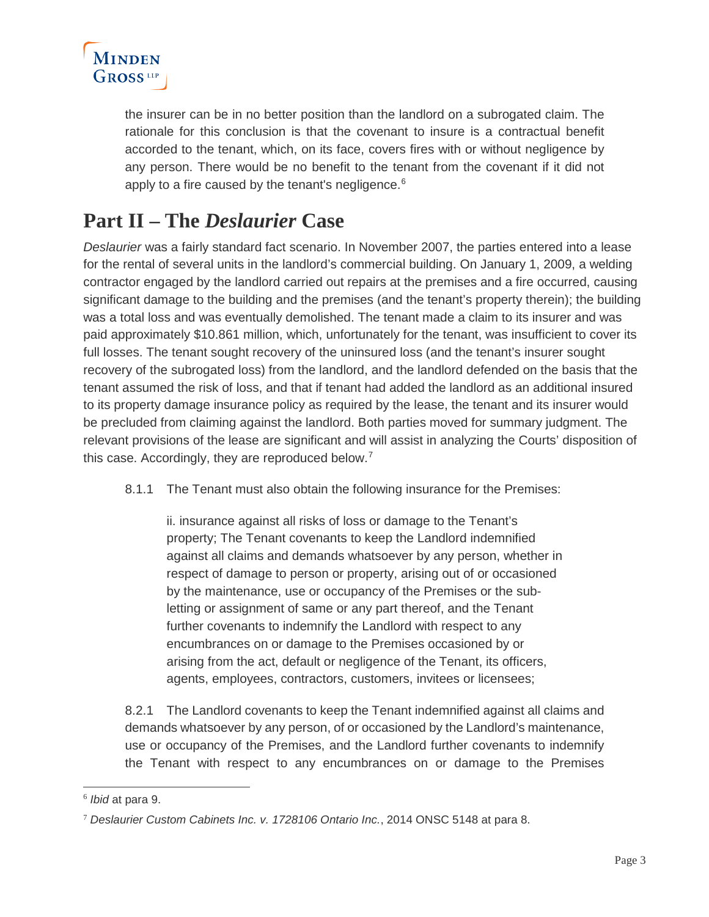> the insurer can be in no better position than the landlord on a subrogated claim. The rationale for this conclusion is that the covenant to insure is a contractual benefit accorded to the tenant, which, on its face, covers fires with or without negligence by any person. There would be no benefit to the tenant from the covenant if it did not apply to a fire caused by the tenant's negligence.[6]

# Part II – The *Deslaurier* Case

*Deslaurier* was a fairly standard fact scenario. In November 2007, the parties entered into a lease for the rental of several units in the landlord's commercial building. On January 1, 2009, a welding contractor engaged by the landlord carried out repairs at the premises and a fire occurred, causing significant damage to the building and the premises (and the tenant's property therein); the building was a total loss and was eventually demolished. The tenant made a claim to its insurer and was paid approximately $10.861 million, which, unfortunately for the tenant, was insufficient to cover its full losses. The tenant sought recovery of the uninsured loss (and the tenant's insurer sought recovery of the subrogated loss) from the landlord, and the landlord defended on the basis that the tenant assumed the risk of loss, and that if tenant had added the landlord as an additional insured to its property damage insurance policy as required by the lease, the tenant and its insurer would be precluded from claiming against the landlord. Both parties moved for summary judgment. The relevant provisions of the lease are significant and will assist in analyzing the Courts' disposition of this case. Accordingly, they are reproduced below.[7]

> 8.1.1 The Tenant must also obtain the following insurance for the Premises:
>
> > ii. insurance against all risks of loss or damage to the Tenant's property; The Tenant covenants to keep the Landlord indemnified against all claims and demands whatsoever by any person, whether in respect of damage to person or property, arising out of or occasioned by the maintenance, use or occupancy of the Premises or the sub-letting or assignment of same or any part thereof, and the Tenant further covenants to indemnify the Landlord with respect to any encumbrances on or damage to the Premises occasioned by or arising from the act, default or negligence of the Tenant, its officers, agents, employees, contractors, customers, invitees or licensees;
>
> 8.2.1 The Landlord covenants to keep the Tenant indemnified against all claims and demands whatsoever by any person, of or occasioned by the Landlord's maintenance, use or occupancy of the Premises, and the Landlord further covenants to indemnify the Tenant with respect to any encumbrances on or damage to the Premises

---

[6] *Ibid* at para 9.

[7] *Deslaurier Custom Cabinets Inc. v. 1728106 Ontario Inc.*, 2014 ONSC 5148 at para 8.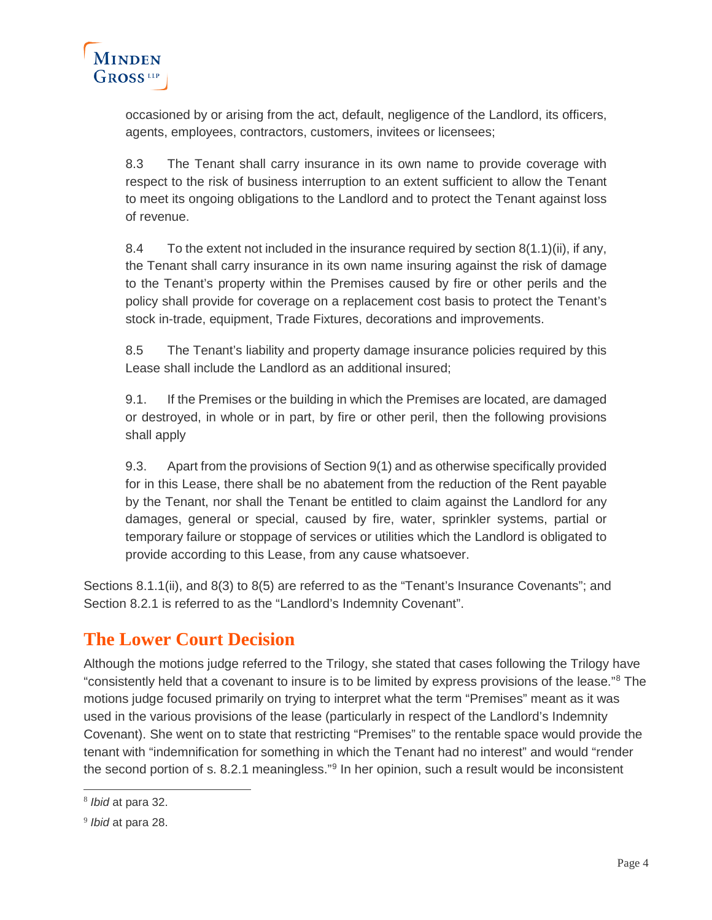occasioned by or arising from the act, default, negligence of the Landlord, its officers, agents, employees, contractors, customers, invitees or licensees;

> 8.3 The Tenant shall carry insurance in its own name to provide coverage with respect to the risk of business interruption to an extent sufficient to allow the Tenant to meet its ongoing obligations to the Landlord and to protect the Tenant against loss of revenue.
>
> 8.4 To the extent not included in the insurance required by section 8(1.1)(ii), if any, the Tenant shall carry insurance in its own name insuring against the risk of damage to the Tenant's property within the Premises caused by fire or other perils and the policy shall provide for coverage on a replacement cost basis to protect the Tenant's stock in-trade, equipment, Trade Fixtures, decorations and improvements.
>
> 8.5 The Tenant's liability and property damage insurance policies required by this Lease shall include the Landlord as an additional insured;
>
> 9.1. If the Premises or the building in which the Premises are located, are damaged or destroyed, in whole or in part, by fire or other peril, then the following provisions shall apply
>
> 9.3. Apart from the provisions of Section 9(1) and as otherwise specifically provided for in this Lease, there shall be no abatement from the reduction of the Rent payable by the Tenant, nor shall the Tenant be entitled to claim against the Landlord for any damages, general or special, caused by fire, water, sprinkler systems, partial or temporary failure or stoppage of services or utilities which the Landlord is obligated to provide according to this Lease, from any cause whatsoever.

Sections 8.1.1(ii), and 8(3) to 8(5) are referred to as the "Tenant's Insurance Covenants"; and Section 8.2.1 is referred to as the "Landlord's Indemnity Covenant".

## The Lower Court Decision

Although the motions judge referred to the Trilogy, she stated that cases following the Trilogy have "consistently held that a covenant to insure is to be limited by express provisions of the lease."[8] The motions judge focused primarily on trying to interpret what the term "Premises" meant as it was used in the various provisions of the lease (particularly in respect of the Landlord's Indemnity Covenant). She went on to state that restricting "Premises" to the rentable space would provide the tenant with "indemnification for something in which the Tenant had no interest" and would "render the second portion of s. 8.2.1 meaningless."[9] In her opinion, such a result would be inconsistent

---

[8] *Ibid* at para 32.

[9] *Ibid* at para 28.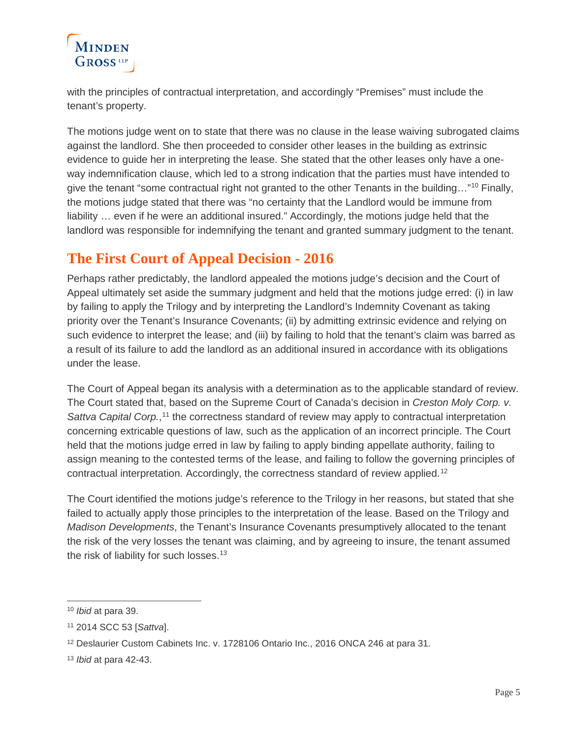with the principles of contractual interpretation, and accordingly "Premises" must include the tenant's property.

The motions judge went on to state that there was no clause in the lease waiving subrogated claims against the landlord. She then proceeded to consider other leases in the building as extrinsic evidence to guide her in interpreting the lease. She stated that the other leases only have a one-way indemnification clause, which led to a strong indication that the parties must have intended to give the tenant "some contractual right not granted to the other Tenants in the building…"[10] Finally, the motions judge stated that there was "no certainty that the Landlord would be immune from liability … even if he were an additional insured." Accordingly, the motions judge held that the landlord was responsible for indemnifying the tenant and granted summary judgment to the tenant.

## The First Court of Appeal Decision - 2016

Perhaps rather predictably, the landlord appealed the motions judge's decision and the Court of Appeal ultimately set aside the summary judgment and held that the motions judge erred: (i) in law by failing to apply the Trilogy and by interpreting the Landlord's Indemnity Covenant as taking priority over the Tenant's Insurance Covenants; (ii) by admitting extrinsic evidence and relying on such evidence to interpret the lease; and (iii) by failing to hold that the tenant's claim was barred as a result of its failure to add the landlord as an additional insured in accordance with its obligations under the lease.

The Court of Appeal began its analysis with a determination as to the applicable standard of review. The Court stated that, based on the Supreme Court of Canada's decision in *Creston Moly Corp. v. Sattva Capital Corp.*,[11] the correctness standard of review may apply to contractual interpretation concerning extricable questions of law, such as the application of an incorrect principle. The Court held that the motions judge erred in law by failing to apply binding appellate authority, failing to assign meaning to the contested terms of the lease, and failing to follow the governing principles of contractual interpretation. Accordingly, the correctness standard of review applied.[12]

The Court identified the motions judge's reference to the Trilogy in her reasons, but stated that she failed to actually apply those principles to the interpretation of the lease. Based on the Trilogy and *Madison Developments*, the Tenant's Insurance Covenants presumptively allocated to the tenant the risk of the very losses the tenant was claiming, and by agreeing to insure, the tenant assumed the risk of liability for such losses.[13]

---

[10] *Ibid* at para 39.

[11] 2014 SCC 53 [*Sattva*].

[12] Deslaurier Custom Cabinets Inc. v. 1728106 Ontario Inc., 2016 ONCA 246 at para 31.

[13] *Ibid* at para 42-43.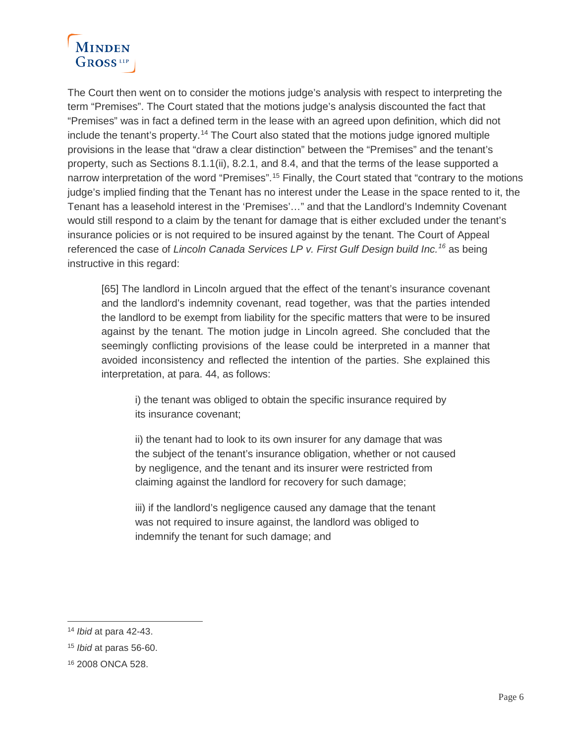The Court then went on to consider the motions judge's analysis with respect to interpreting the term "Premises". The Court stated that the motions judge's analysis discounted the fact that "Premises" was in fact a defined term in the lease with an agreed upon definition, which did not include the tenant's property.[14] The Court also stated that the motions judge ignored multiple provisions in the lease that "draw a clear distinction" between the "Premises" and the tenant's property, such as Sections 8.1.1(ii), 8.2.1, and 8.4, and that the terms of the lease supported a narrow interpretation of the word "Premises".[15] Finally, the Court stated that "contrary to the motions judge's implied finding that the Tenant has no interest under the Lease in the space rented to it, the Tenant has a leasehold interest in the 'Premises'…" and that the Landlord's Indemnity Covenant would still respond to a claim by the tenant for damage that is either excluded under the tenant's insurance policies or is not required to be insured against by the tenant. The Court of Appeal referenced the case of *Lincoln Canada Services LP v. First Gulf Design build Inc.*[16] as being instructive in this regard:

> [65] The landlord in Lincoln argued that the effect of the tenant's insurance covenant and the landlord's indemnity covenant, read together, was that the parties intended the landlord to be exempt from liability for the specific matters that were to be insured against by the tenant. The motion judge in Lincoln agreed. She concluded that the seemingly conflicting provisions of the lease could be interpreted in a manner that avoided inconsistency and reflected the intention of the parties. She explained this interpretation, at para. 44, as follows:
>
> > i) the tenant was obliged to obtain the specific insurance required by its insurance covenant;
> >
> > ii) the tenant had to look to its own insurer for any damage that was the subject of the tenant's insurance obligation, whether or not caused by negligence, and the tenant and its insurer were restricted from claiming against the landlord for recovery for such damage;
> >
> > iii) if the landlord's negligence caused any damage that the tenant was not required to insure against, the landlord was obliged to indemnify the tenant for such damage; and

---

[14] *Ibid* at para 42-43.

[15] *Ibid* at paras 56-60.

[16] 2008 ONCA 528.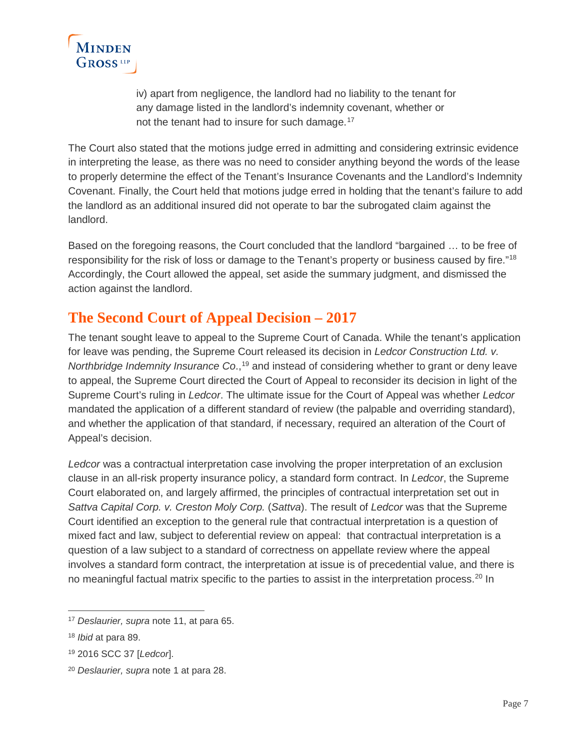iv) apart from negligence, the landlord had no liability to the tenant for any damage listed in the landlord's indemnity covenant, whether or not the tenant had to insure for such damage.[17]

The Court also stated that the motions judge erred in admitting and considering extrinsic evidence in interpreting the lease, as there was no need to consider anything beyond the words of the lease to properly determine the effect of the Tenant's Insurance Covenants and the Landlord's Indemnity Covenant. Finally, the Court held that motions judge erred in holding that the tenant's failure to add the landlord as an additional insured did not operate to bar the subrogated claim against the landlord.

Based on the foregoing reasons, the Court concluded that the landlord "bargained … to be free of responsibility for the risk of loss or damage to the Tenant's property or business caused by fire."[18] Accordingly, the Court allowed the appeal, set aside the summary judgment, and dismissed the action against the landlord.

## The Second Court of Appeal Decision – 2017

The tenant sought leave to appeal to the Supreme Court of Canada. While the tenant's application for leave was pending, the Supreme Court released its decision in *Ledcor Construction Ltd. v. Northbridge Indemnity Insurance Co*.,[19] and instead of considering whether to grant or deny leave to appeal, the Supreme Court directed the Court of Appeal to reconsider its decision in light of the Supreme Court's ruling in *Ledcor*. The ultimate issue for the Court of Appeal was whether *Ledcor* mandated the application of a different standard of review (the palpable and overriding standard), and whether the application of that standard, if necessary, required an alteration of the Court of Appeal's decision.

*Ledcor* was a contractual interpretation case involving the proper interpretation of an exclusion clause in an all-risk property insurance policy, a standard form contract. In *Ledcor*, the Supreme Court elaborated on, and largely affirmed, the principles of contractual interpretation set out in *Sattva Capital Corp. v. Creston Moly Corp.* (*Sattva*). The result of *Ledcor* was that the Supreme Court identified an exception to the general rule that contractual interpretation is a question of mixed fact and law, subject to deferential review on appeal: that contractual interpretation is a question of a law subject to a standard of correctness on appellate review where the appeal involves a standard form contract, the interpretation at issue is of precedential value, and there is no meaningful factual matrix specific to the parties to assist in the interpretation process.[20] In

---

[17] *Deslaurier, supra* note 11, at para 65.

[18] *Ibid* at para 89.

[19] 2016 SCC 37 [*Ledcor*].

[20] *Deslaurier, supra* note 1 at para 28.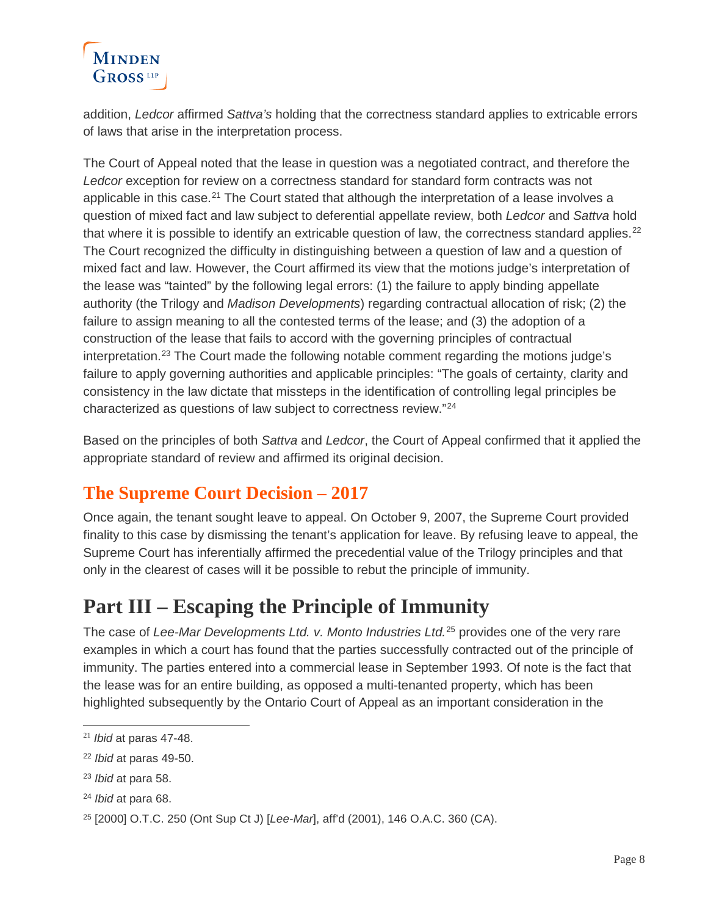addition, *Ledcor* affirmed *Sattva's* holding that the correctness standard applies to extricable errors of laws that arise in the interpretation process.

The Court of Appeal noted that the lease in question was a negotiated contract, and therefore the *Ledcor* exception for review on a correctness standard for standard form contracts was not applicable in this case.[21] The Court stated that although the interpretation of a lease involves a question of mixed fact and law subject to deferential appellate review, both *Ledcor* and *Sattva* hold that where it is possible to identify an extricable question of law, the correctness standard applies.[22] The Court recognized the difficulty in distinguishing between a question of law and a question of mixed fact and law. However, the Court affirmed its view that the motions judge's interpretation of the lease was "tainted" by the following legal errors: (1) the failure to apply binding appellate authority (the Trilogy and *Madison Developments*) regarding contractual allocation of risk; (2) the failure to assign meaning to all the contested terms of the lease; and (3) the adoption of a construction of the lease that fails to accord with the governing principles of contractual interpretation.[23] The Court made the following notable comment regarding the motions judge's failure to apply governing authorities and applicable principles: "The goals of certainty, clarity and consistency in the law dictate that missteps in the identification of controlling legal principles be characterized as questions of law subject to correctness review."[24]

Based on the principles of both *Sattva* and *Ledcor*, the Court of Appeal confirmed that it applied the appropriate standard of review and affirmed its original decision.

## The Supreme Court Decision – 2017

Once again, the tenant sought leave to appeal. On October 9, 2007, the Supreme Court provided finality to this case by dismissing the tenant's application for leave. By refusing leave to appeal, the Supreme Court has inferentially affirmed the precedential value of the Trilogy principles and that only in the clearest of cases will it be possible to rebut the principle of immunity.

# Part III – Escaping the Principle of Immunity

The case of *Lee-Mar Developments Ltd. v. Monto Industries Ltd.*[25] provides one of the very rare examples in which a court has found that the parties successfully contracted out of the principle of immunity. The parties entered into a commercial lease in September 1993. Of note is the fact that the lease was for an entire building, as opposed a multi-tenanted property, which has been highlighted subsequently by the Ontario Court of Appeal as an important consideration in the

---

[21] *Ibid* at paras 47-48.

[22] *Ibid* at paras 49-50.

[23] *Ibid* at para 58.

[24] *Ibid* at para 68.

[25] [2000] O.T.C. 250 (Ont Sup Ct J) [*Lee-Mar*], aff'd (2001), 146 O.A.C. 360 (CA).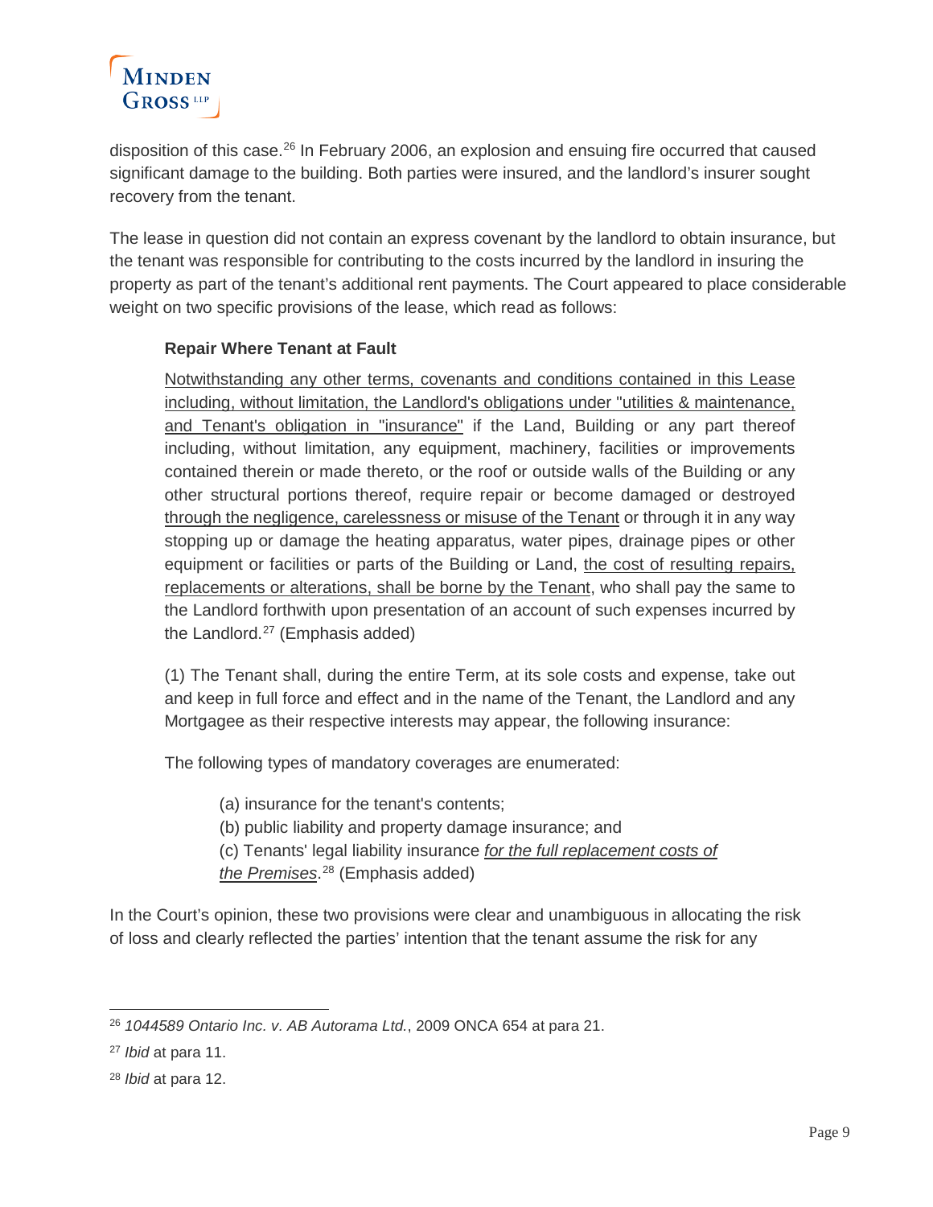disposition of this case.[26] In February 2006, an explosion and ensuing fire occurred that caused significant damage to the building. Both parties were insured, and the landlord's insurer sought recovery from the tenant.

The lease in question did not contain an express covenant by the landlord to obtain insurance, but the tenant was responsible for contributing to the costs incurred by the landlord in insuring the property as part of the tenant's additional rent payments. The Court appeared to place considerable weight on two specific provisions of the lease, which read as follows:

> **Repair Where Tenant at Fault**
>
> <u>Notwithstanding any other terms, covenants and conditions contained in this Lease including, without limitation, the Landlord's obligations under "utilities & maintenance, and Tenant's obligation in "insurance"</u> if the Land, Building or any part thereof including, without limitation, any equipment, machinery, facilities or improvements contained therein or made thereto, or the roof or outside walls of the Building or any other structural portions thereof, require repair or become damaged or destroyed <u>through the negligence, carelessness or misuse of the Tenant</u> or through it in any way stopping up or damage the heating apparatus, water pipes, drainage pipes or other equipment or facilities or parts of the Building or Land, <u>the cost of resulting repairs, replacements or alterations, shall be borne by the Tenant</u>, who shall pay the same to the Landlord forthwith upon presentation of an account of such expenses incurred by the Landlord.[27] (Emphasis added)
>
> (1) The Tenant shall, during the entire Term, at its sole costs and expense, take out and keep in full force and effect and in the name of the Tenant, the Landlord and any Mortgagee as their respective interests may appear, the following insurance:
>
> The following types of mandatory coverages are enumerated:
>
> (a) insurance for the tenant's contents;
> (b) public liability and property damage insurance; and
> (c) Tenants' legal liability insurance <u>*for the full replacement costs of the Premises*</u>.[28] (Emphasis added)

In the Court's opinion, these two provisions were clear and unambiguous in allocating the risk of loss and clearly reflected the parties' intention that the tenant assume the risk for any

---

[26] *1044589 Ontario Inc. v. AB Autorama Ltd.*, 2009 ONCA 654 at para 21.

[27] *Ibid* at para 11.

[28] *Ibid* at para 12.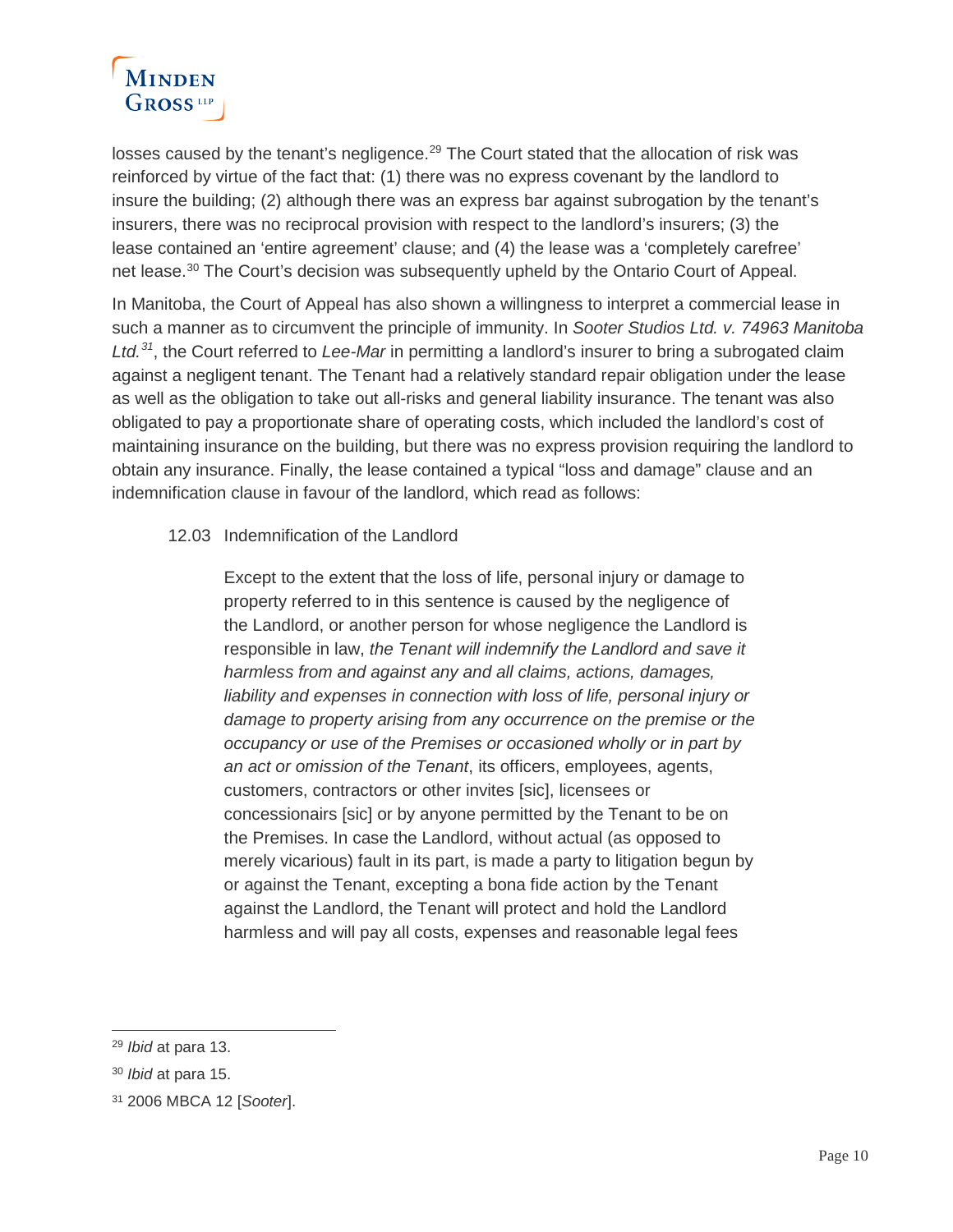losses caused by the tenant's negligence.[29] The Court stated that the allocation of risk was reinforced by virtue of the fact that: (1) there was no express covenant by the landlord to insure the building; (2) although there was an express bar against subrogation by the tenant's insurers, there was no reciprocal provision with respect to the landlord's insurers; (3) the lease contained an 'entire agreement' clause; and (4) the lease was a 'completely carefree' net lease.[30] The Court's decision was subsequently upheld by the Ontario Court of Appeal.

In Manitoba, the Court of Appeal has also shown a willingness to interpret a commercial lease in such a manner as to circumvent the principle of immunity. In *Sooter Studios Ltd. v. 74963 Manitoba Ltd.*[31], the Court referred to *Lee-Mar* in permitting a landlord's insurer to bring a subrogated claim against a negligent tenant. The Tenant had a relatively standard repair obligation under the lease as well as the obligation to take out all-risks and general liability insurance. The tenant was also obligated to pay a proportionate share of operating costs, which included the landlord's cost of maintaining insurance on the building, but there was no express provision requiring the landlord to obtain any insurance. Finally, the lease contained a typical "loss and damage" clause and an indemnification clause in favour of the landlord, which read as follows:

> 12.03 Indemnification of the Landlord
>
> Except to the extent that the loss of life, personal injury or damage to property referred to in this sentence is caused by the negligence of the Landlord, or another person for whose negligence the Landlord is responsible in law, *the Tenant will indemnify the Landlord and save it harmless from and against any and all claims, actions, damages, liability and expenses in connection with loss of life, personal injury or damage to property arising from any occurrence on the premise or the occupancy or use of the Premises or occasioned wholly or in part by an act or omission of the Tenant*, its officers, employees, agents, customers, contractors or other invites [sic], licensees or concessionairs [sic] or by anyone permitted by the Tenant to be on the Premises. In case the Landlord, without actual (as opposed to merely vicarious) fault in its part, is made a party to litigation begun by or against the Tenant, excepting a bona fide action by the Tenant against the Landlord, the Tenant will protect and hold the Landlord harmless and will pay all costs, expenses and reasonable legal fees

---

[29] *Ibid* at para 13.

[30] *Ibid* at para 15.

[31] 2006 MBCA 12 [*Sooter*].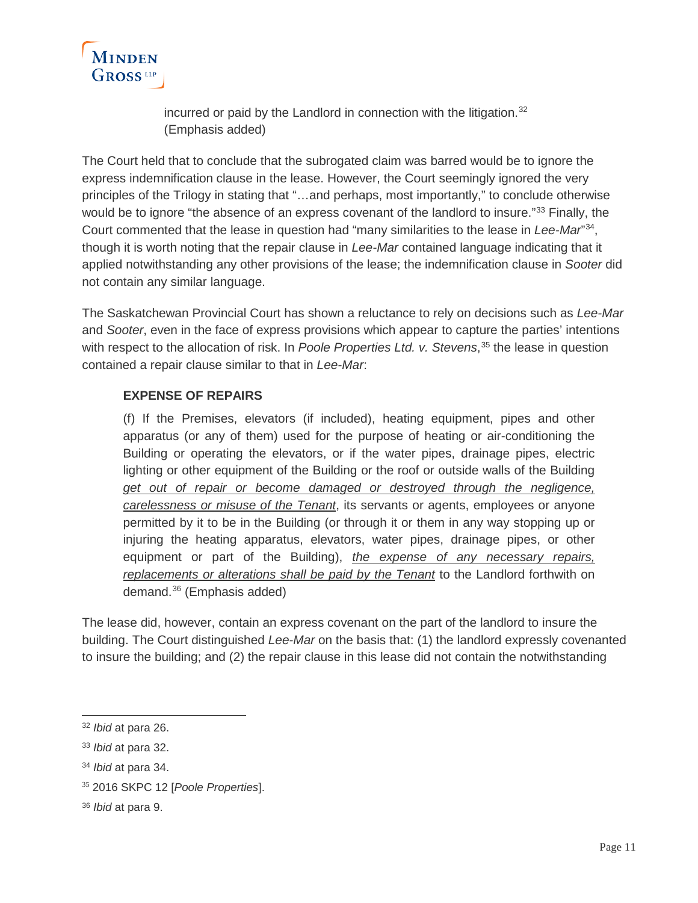> incurred or paid by the Landlord in connection with the litigation.[32] (Emphasis added)

The Court held that to conclude that the subrogated claim was barred would be to ignore the express indemnification clause in the lease. However, the Court seemingly ignored the very principles of the Trilogy in stating that "…and perhaps, most importantly," to conclude otherwise would be to ignore "the absence of an express covenant of the landlord to insure."[33] Finally, the Court commented that the lease in question had "many similarities to the lease in *Lee-Mar*"[34], though it is worth noting that the repair clause in *Lee-Mar* contained language indicating that it applied notwithstanding any other provisions of the lease; the indemnification clause in *Sooter* did not contain any similar language.

The Saskatchewan Provincial Court has shown a reluctance to rely on decisions such as *Lee-Mar* and *Sooter*, even in the face of express provisions which appear to capture the parties' intentions with respect to the allocation of risk. In *Poole Properties Ltd. v. Stevens*,[35] the lease in question contained a repair clause similar to that in *Lee-Mar*:

> **EXPENSE OF REPAIRS**
>
> (f) If the Premises, elevators (if included), heating equipment, pipes and other apparatus (or any of them) used for the purpose of heating or air-conditioning the Building or operating the elevators, or if the water pipes, drainage pipes, electric lighting or other equipment of the Building or the roof or outside walls of the Building *get out of repair or become damaged or destroyed through the negligence, carelessness or misuse of the Tenant*, its servants or agents, employees or anyone permitted by it to be in the Building (or through it or them in any way stopping up or injuring the heating apparatus, elevators, water pipes, drainage pipes, or other equipment or part of the Building), *the expense of any necessary repairs, replacements or alterations shall be paid by the Tenant* to the Landlord forthwith on demand.[36] (Emphasis added)

The lease did, however, contain an express covenant on the part of the landlord to insure the building. The Court distinguished *Lee-Mar* on the basis that: (1) the landlord expressly covenanted to insure the building; and (2) the repair clause in this lease did not contain the notwithstanding

---

[32] *Ibid* at para 26.

[33] *Ibid* at para 32.

[34] *Ibid* at para 34.

[35] 2016 SKPC 12 [*Poole Properties*].

[36] *Ibid* at para 9.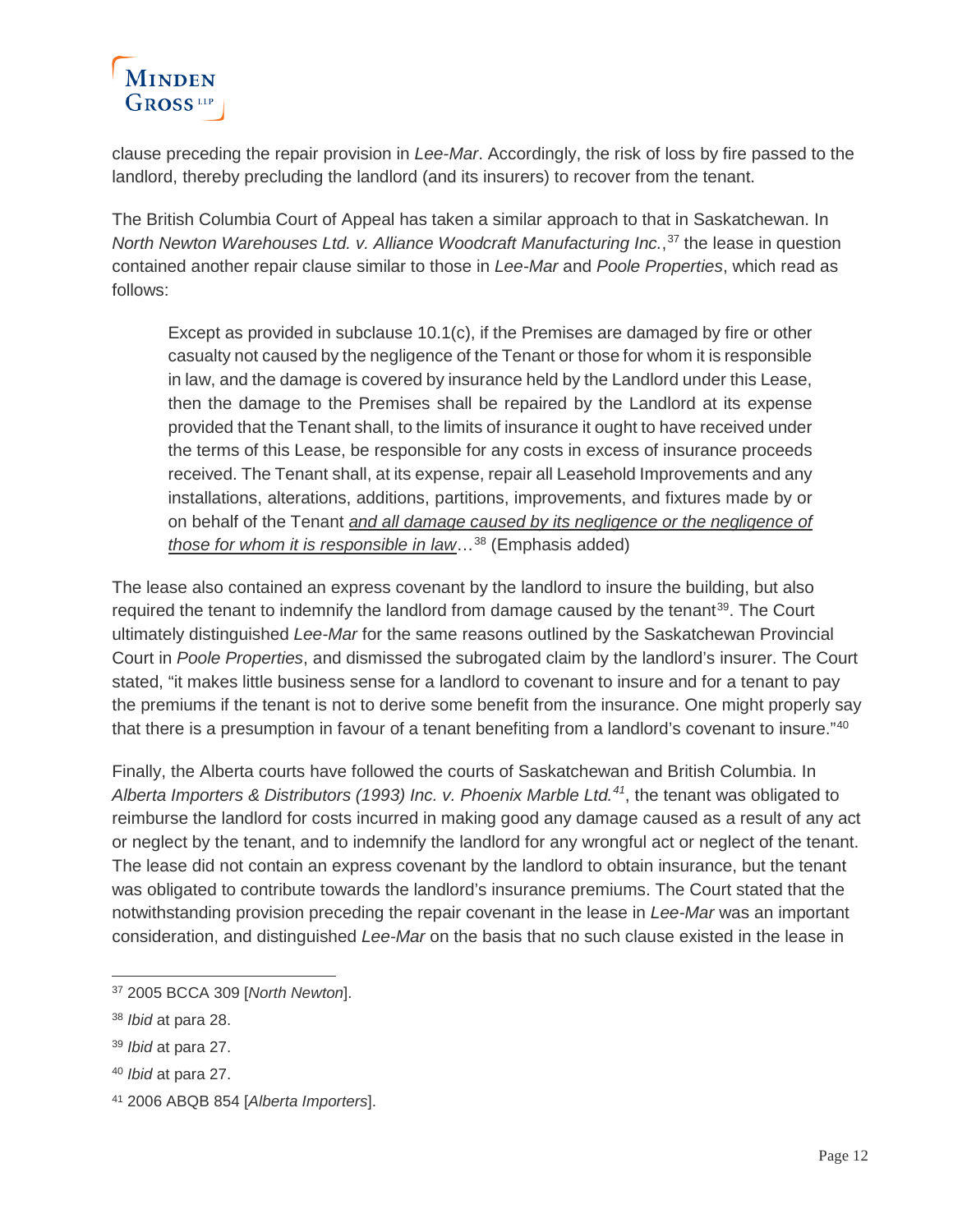clause preceding the repair provision in *Lee-Mar*. Accordingly, the risk of loss by fire passed to the landlord, thereby precluding the landlord (and its insurers) to recover from the tenant.

The British Columbia Court of Appeal has taken a similar approach to that in Saskatchewan. In *North Newton Warehouses Ltd. v. Alliance Woodcraft Manufacturing Inc.*,[37] the lease in question contained another repair clause similar to those in *Lee-Mar* and *Poole Properties*, which read as follows:

> Except as provided in subclause 10.1(c), if the Premises are damaged by fire or other casualty not caused by the negligence of the Tenant or those for whom it is responsible in law, and the damage is covered by insurance held by the Landlord under this Lease, then the damage to the Premises shall be repaired by the Landlord at its expense provided that the Tenant shall, to the limits of insurance it ought to have received under the terms of this Lease, be responsible for any costs in excess of insurance proceeds received. The Tenant shall, at its expense, repair all Leasehold Improvements and any installations, alterations, additions, partitions, improvements, and fixtures made by or on behalf of the Tenant <u>*and all damage caused by its negligence or the negligence of those for whom it is responsible in law*</u>…[38] (Emphasis added)

The lease also contained an express covenant by the landlord to insure the building, but also required the tenant to indemnify the landlord from damage caused by the tenant[39]. The Court ultimately distinguished *Lee-Mar* for the same reasons outlined by the Saskatchewan Provincial Court in *Poole Properties*, and dismissed the subrogated claim by the landlord's insurer. The Court stated, "it makes little business sense for a landlord to covenant to insure and for a tenant to pay the premiums if the tenant is not to derive some benefit from the insurance. One might properly say that there is a presumption in favour of a tenant benefiting from a landlord's covenant to insure."[40]

Finally, the Alberta courts have followed the courts of Saskatchewan and British Columbia. In *Alberta Importers & Distributors (1993) Inc. v. Phoenix Marble Ltd.*[41], the tenant was obligated to reimburse the landlord for costs incurred in making good any damage caused as a result of any act or neglect by the tenant, and to indemnify the landlord for any wrongful act or neglect of the tenant. The lease did not contain an express covenant by the landlord to obtain insurance, but the tenant was obligated to contribute towards the landlord's insurance premiums. The Court stated that the notwithstanding provision preceding the repair covenant in the lease in *Lee-Mar* was an important consideration, and distinguished *Lee-Mar* on the basis that no such clause existed in the lease in

---

[37] 2005 BCCA 309 [*North Newton*].

[38] *Ibid* at para 28.

[39] *Ibid* at para 27.

[40] *Ibid* at para 27.

[41] 2006 ABQB 854 [*Alberta Importers*].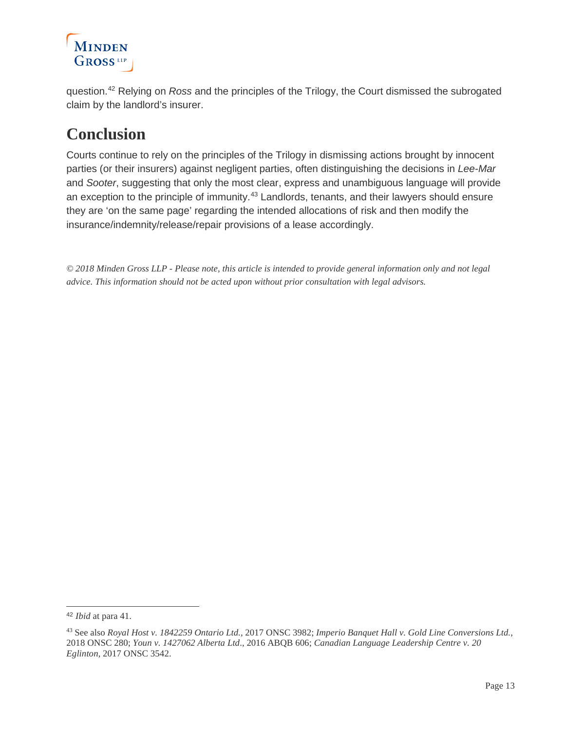question.[42] Relying on *Ross* and the principles of the Trilogy, the Court dismissed the subrogated claim by the landlord's insurer.

# Conclusion

Courts continue to rely on the principles of the Trilogy in dismissing actions brought by innocent parties (or their insurers) against negligent parties, often distinguishing the decisions in *Lee-Mar* and *Sooter*, suggesting that only the most clear, express and unambiguous language will provide an exception to the principle of immunity.[43] Landlords, tenants, and their lawyers should ensure they are 'on the same page' regarding the intended allocations of risk and then modify the insurance/indemnity/release/repair provisions of a lease accordingly.

*© 2018 Minden Gross LLP - Please note, this article is intended to provide general information only and not legal advice. This information should not be acted upon without prior consultation with legal advisors.*

---

[42] *Ibid* at para 41.

[43] See also *Royal Host v. 1842259 Ontario Ltd.*, 2017 ONSC 3982; *Imperio Banquet Hall v. Gold Line Conversions Ltd.*, 2018 ONSC 280; *Youn v. 1427062 Alberta Ltd*., 2016 ABQB 606; *Canadian Language Leadership Centre v. 20 Eglinton*, 2017 ONSC 3542.